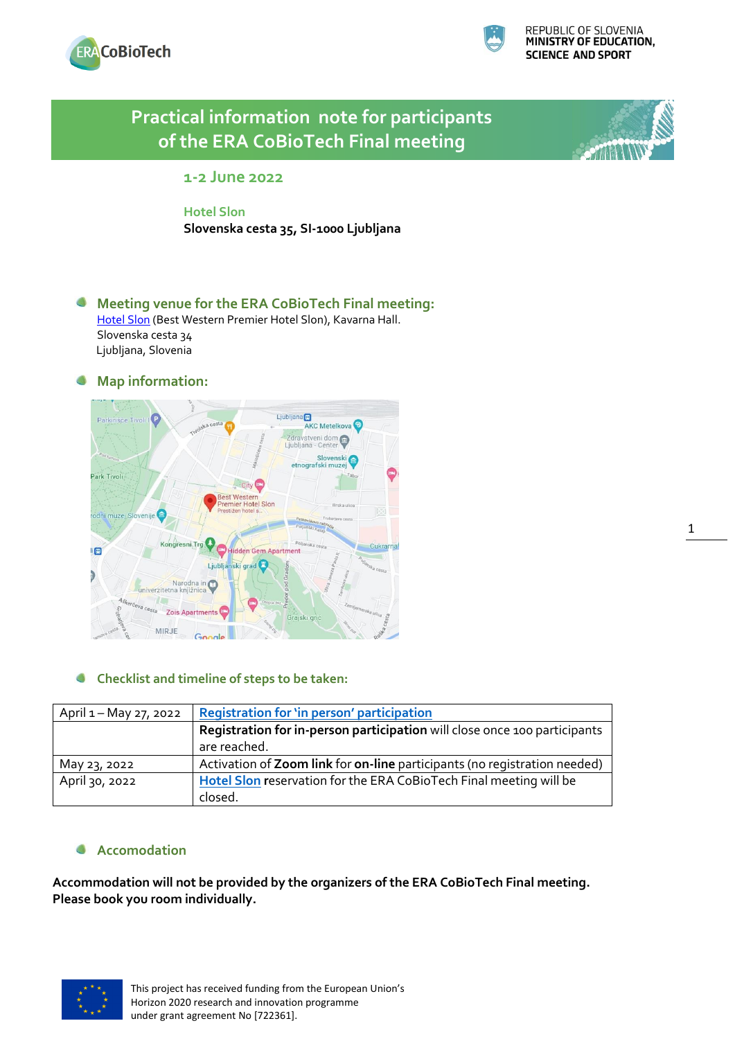REPUBLIC OF SLOVENIA
**MINISTRY OF EDUCATION, SCIENCE AND SPORT**

# Practical information note for participants of the ERA CoBioTech Final meeting

## 1-2 June 2022

**Hotel Slon**
**Slovenska cesta 35, SI-1000 Ljubljana**

### Meeting venue for the ERA CoBioTech Final meeting:

Hotel Slon (Best Western Premier Hotel Slon), Kavarna Hall.
Slovenska cesta 34
Ljubljana, Slovenia

### Map information:

### Checklist and timeline of steps to be taken:

| | |
|---|---|
| April 1 – May 27, 2022 | Registration for 'in person' participation |
| | **Registration for in-person participation** will close once 100 participants are reached. |
| May 23, 2022 | Activation of **Zoom link** for **on-line** participants (no registration needed) |
| April 30, 2022 | Hotel Slon reservation for the ERA CoBioTech Final meeting will be closed. |

### Accomodation

**Accommodation will not be provided by the organizers of the ERA CoBioTech Final meeting. Please book you room individually.**

This project has received funding from the European Union's Horizon 2020 research and innovation programme under grant agreement No [722361].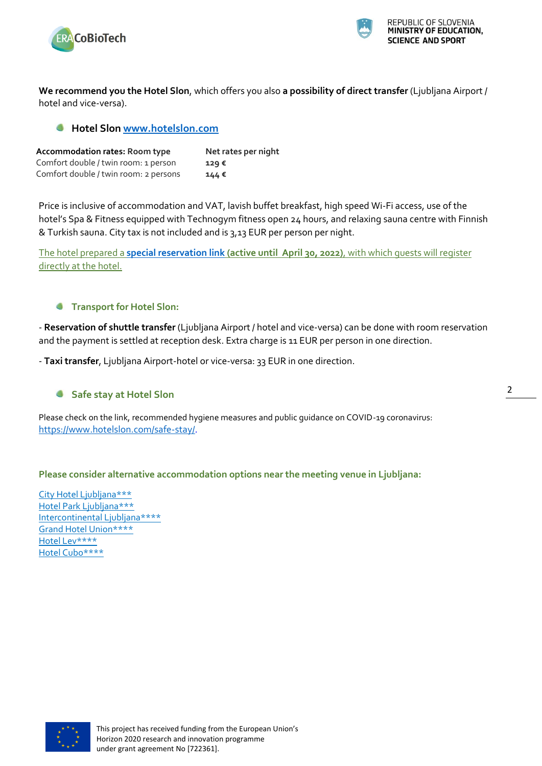**We recommend you the Hotel Slon**, which offers you also **a possibility of direct transfer** (Ljubljana Airport / hotel and vice-versa).

### Hotel Slon [www.hotelslon.com](www.hotelslon.com)

| **Accommodation rates:** Room type | **Net rates per night** |
|---|---|
| Comfort double / twin room: 1 person | **129 €** |
| Comfort double / twin room: 2 persons | **144 €** |

Price is inclusive of accommodation and VAT, lavish buffet breakfast, high speed Wi-Fi access, use of the hotel's Spa & Fitness equipped with Technogym fitness open 24 hours, and relaxing sauna centre with Finnish & Turkish sauna. City tax is not included and is 3,13 EUR per person per night.

The hotel prepared a **special reservation link (active until April 30, 2022)**, with which guests will register directly at the hotel.

### Transport for Hotel Slon:

- **Reservation of shuttle transfer** (Ljubljana Airport / hotel and vice-versa) can be done with room reservation and the payment is settled at reception desk. Extra charge is 11 EUR per person in one direction.

- **Taxi transfer**, Ljubljana Airport-hotel or vice-versa: 33 EUR in one direction.

### Safe stay at Hotel Slon

Please check on the link, recommended hygiene measures and public guidance on COVID-19 coronavirus: https://www.hotelslon.com/safe-stay/.

**Please consider alternative accommodation options near the meeting venue in Ljubljana:**

City Hotel Ljubljana***
Hotel Park Ljubljana***
Intercontinental Ljubljana****
Grand Hotel Union****
Hotel Lev****
Hotel Cubo****

This project has received funding from the European Union's Horizon 2020 research and innovation programme under grant agreement No [722361].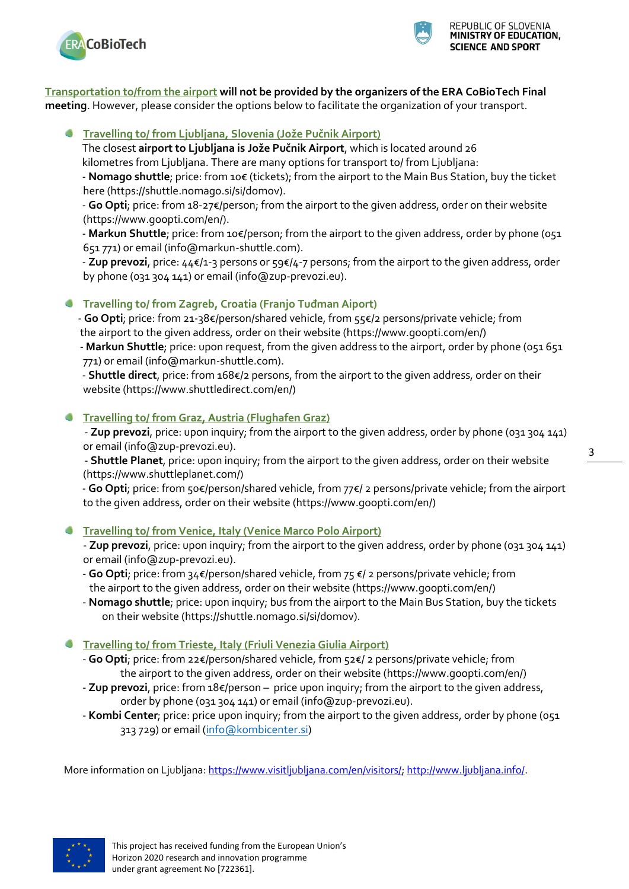**Transportation to/from the airport will not be provided by the organizers of the ERA CoBioTech Final meeting**. However, please consider the options below to facilitate the organization of your transport.

- **Travelling to/ from Ljubljana, Slovenia (Jože Pučnik Airport)**
  The closest **airport to Ljubljana is Jože Pučnik Airport**, which is located around 26 kilometres from Ljubljana. There are many options for transport to/ from Ljubljana:
  - **Nomago shuttle**; price: from 10€ (tickets); from the airport to the Main Bus Station, buy the ticket here (https://shuttle.nomago.si/si/domov).
  - **Go Opti**; price: from 18-27€/person; from the airport to the given address, order on their website (https://www.goopti.com/en/).
  - **Markun Shuttle**; price: from 10€/person; from the airport to the given address, order by phone (051 651 771) or email (info@markun-shuttle.com).
  - **Zup prevozi**, price: 44€/1-3 persons or 59€/4-7 persons; from the airport to the given address, order by phone (031 304 141) or email (info@zup-prevozi.eu).

- **Travelling to/ from Zagreb, Croatia (Franjo Tuđman Aiport)**
  - **Go Opti**; price: from 21-38€/person/shared vehicle, from 55€/2 persons/private vehicle; from the airport to the given address, order on their website (https://www.goopti.com/en/)
  - **Markun Shuttle**; price: upon request, from the given address to the airport, order by phone (051 651 771) or email (info@markun-shuttle.com).
  - **Shuttle direct**, price: from 168€/2 persons, from the airport to the given address, order on their website (https://www.shuttledirect.com/en/)

- **Travelling to/ from Graz, Austria (Flughafen Graz)**
  - **Zup prevozi**, price: upon inquiry; from the airport to the given address, order by phone (031 304 141) or email (info@zup-prevozi.eu).
  - **Shuttle Planet**, price: upon inquiry; from the airport to the given address, order on their website (https://www.shuttleplanet.com/)
  - **Go Opti**; price: from 50€/person/shared vehicle, from 77€/ 2 persons/private vehicle; from the airport to the given address, order on their website (https://www.goopti.com/en/)

- **Travelling to/ from Venice, Italy (Venice Marco Polo Airport)**
  - **Zup prevozi**, price: upon inquiry; from the airport to the given address, order by phone (031 304 141) or email (info@zup-prevozi.eu).
  - **Go Opti**; price: from 34€/person/shared vehicle, from 75 €/ 2 persons/private vehicle; from the airport to the given address, order on their website (https://www.goopti.com/en/)
  - **Nomago shuttle**; price: upon inquiry; bus from the airport to the Main Bus Station, buy the tickets on their website (https://shuttle.nomago.si/si/domov).

- **Travelling to/ from Trieste, Italy (Friuli Venezia Giulia Airport)**
  - **Go Opti**; price: from 22€/person/shared vehicle, from 52€/ 2 persons/private vehicle; from the airport to the given address, order on their website (https://www.goopti.com/en/)
  - **Zup prevozi**, price: from 18€/person – price upon inquiry; from the airport to the given address, order by phone (031 304 141) or email (info@zup-prevozi.eu).
  - **Kombi Center**; price: price upon inquiry; from the airport to the given address, order by phone (051 313 729) or email (info@kombicenter.si)

More information on Ljubljana: https://www.visitljubljana.com/en/visitors/; http://www.ljubljana.info/.

This project has received funding from the European Union's Horizon 2020 research and innovation programme under grant agreement No [722361].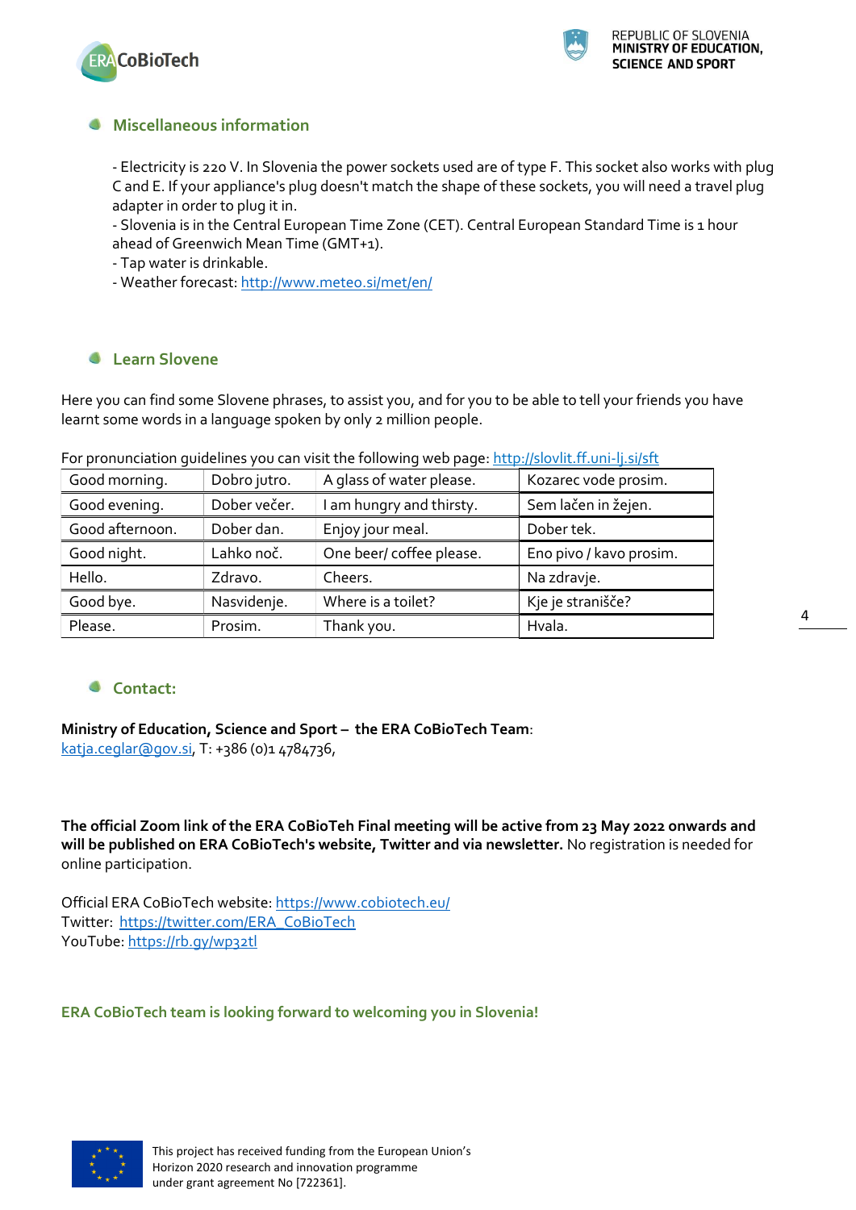## Miscellaneous information

- Electricity is 220 V. In Slovenia the power sockets used are of type F. This socket also works with plug C and E. If your appliance's plug doesn't match the shape of these sockets, you will need a travel plug adapter in order to plug it in.
- Slovenia is in the Central European Time Zone (CET). Central European Standard Time is 1 hour ahead of Greenwich Mean Time (GMT+1).
- Tap water is drinkable.
- Weather forecast: http://www.meteo.si/met/en/

## Learn Slovene

Here you can find some Slovene phrases, to assist you, and for you to be able to tell your friends you have learnt some words in a language spoken by only 2 million people.

For pronunciation guidelines you can visit the following web page: http://slovlit.ff.uni-lj.si/sft

| | | | |
|---|---|---|---|
| Good morning. | Dobro jutro. | A glass of water please. | Kozarec vode prosim. |
| Good evening. | Dober večer. | I am hungry and thirsty. | Sem lačen in žejen. |
| Good afternoon. | Dober dan. | Enjoy jour meal. | Dober tek. |
| Good night. | Lahko noč. | One beer/ coffee please. | Eno pivo / kavo prosim. |
| Hello. | Zdravo. | Cheers. | Na zdravje. |
| Good bye. | Nasvidenje. | Where is a toilet? | Kje je stranišče? |
| Please. | Prosim. | Thank you. | Hvala. |

## Contact:

**Ministry of Education, Science and Sport – the ERA CoBioTech Team**:
katja.ceglar@gov.si, T: +386 (0)1 4784736,

**The official Zoom link of the ERA CoBioTeh Final meeting will be active from 23 May 2022 onwards and will be published on ERA CoBioTech's website, Twitter and via newsletter.** No registration is needed for online participation.

Official ERA CoBioTech website: https://www.cobiotech.eu/
Twitter: https://twitter.com/ERA_CoBioTech
YouTube: https://rb.gy/wp32tl

**ERA CoBioTech team is looking forward to welcoming you in Slovenia!**

This project has received funding from the European Union's Horizon 2020 research and innovation programme under grant agreement No [722361].